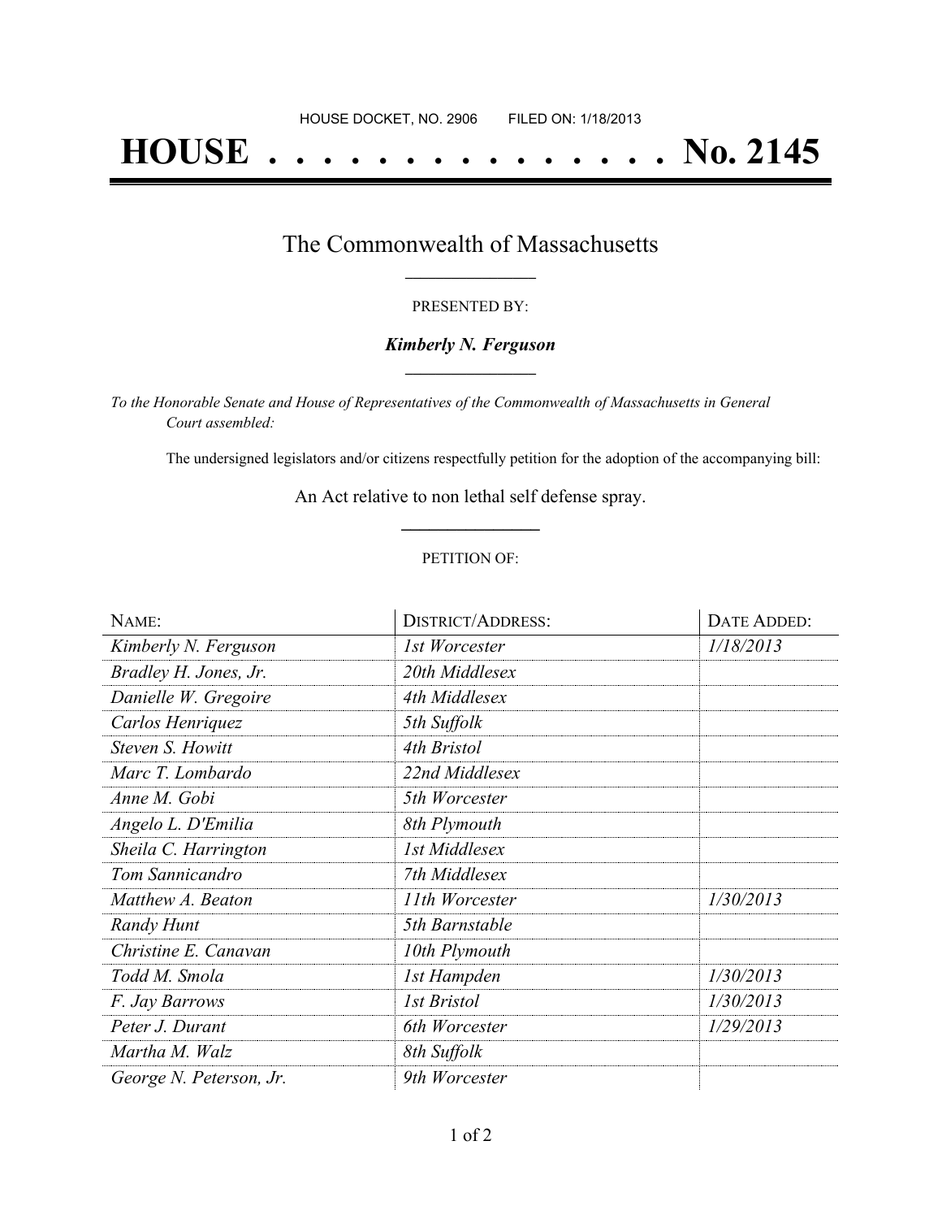HOUSE DOCKET, NO. 2906        FILED ON: 1/18/2013

# HOUSE . . . . . . . . . . . . . . . No. 2145

## The Commonwealth of Massachusetts

PRESENTED BY:

***Kimberly N. Ferguson***

*To the Honorable Senate and House of Representatives of the Commonwealth of Massachusetts in General Court assembled:*

The undersigned legislators and/or citizens respectfully petition for the adoption of the accompanying bill:

An Act relative to non lethal self defense spray.

PETITION OF:

| NAME: | DISTRICT/ADDRESS: | DATE ADDED: |
|---|---|---|
| *Kimberly N. Ferguson* | *1st Worcester* | *1/18/2013* |
| *Bradley H. Jones, Jr.* | *20th Middlesex* | |
| *Danielle W. Gregoire* | *4th Middlesex* | |
| *Carlos Henriquez* | *5th Suffolk* | |
| *Steven S. Howitt* | *4th Bristol* | |
| *Marc T. Lombardo* | *22nd Middlesex* | |
| *Anne M. Gobi* | *5th Worcester* | |
| *Angelo L. D'Emilia* | *8th Plymouth* | |
| *Sheila C. Harrington* | *1st Middlesex* | |
| *Tom Sannicandro* | *7th Middlesex* | |
| *Matthew A. Beaton* | *11th Worcester* | *1/30/2013* |
| *Randy Hunt* | *5th Barnstable* | |
| *Christine E. Canavan* | *10th Plymouth* | |
| *Todd M. Smola* | *1st Hampden* | *1/30/2013* |
| *F. Jay Barrows* | *1st Bristol* | *1/30/2013* |
| *Peter J. Durant* | *6th Worcester* | *1/29/2013* |
| *Martha M. Walz* | *8th Suffolk* | |
| *George N. Peterson, Jr.* | *9th Worcester* | |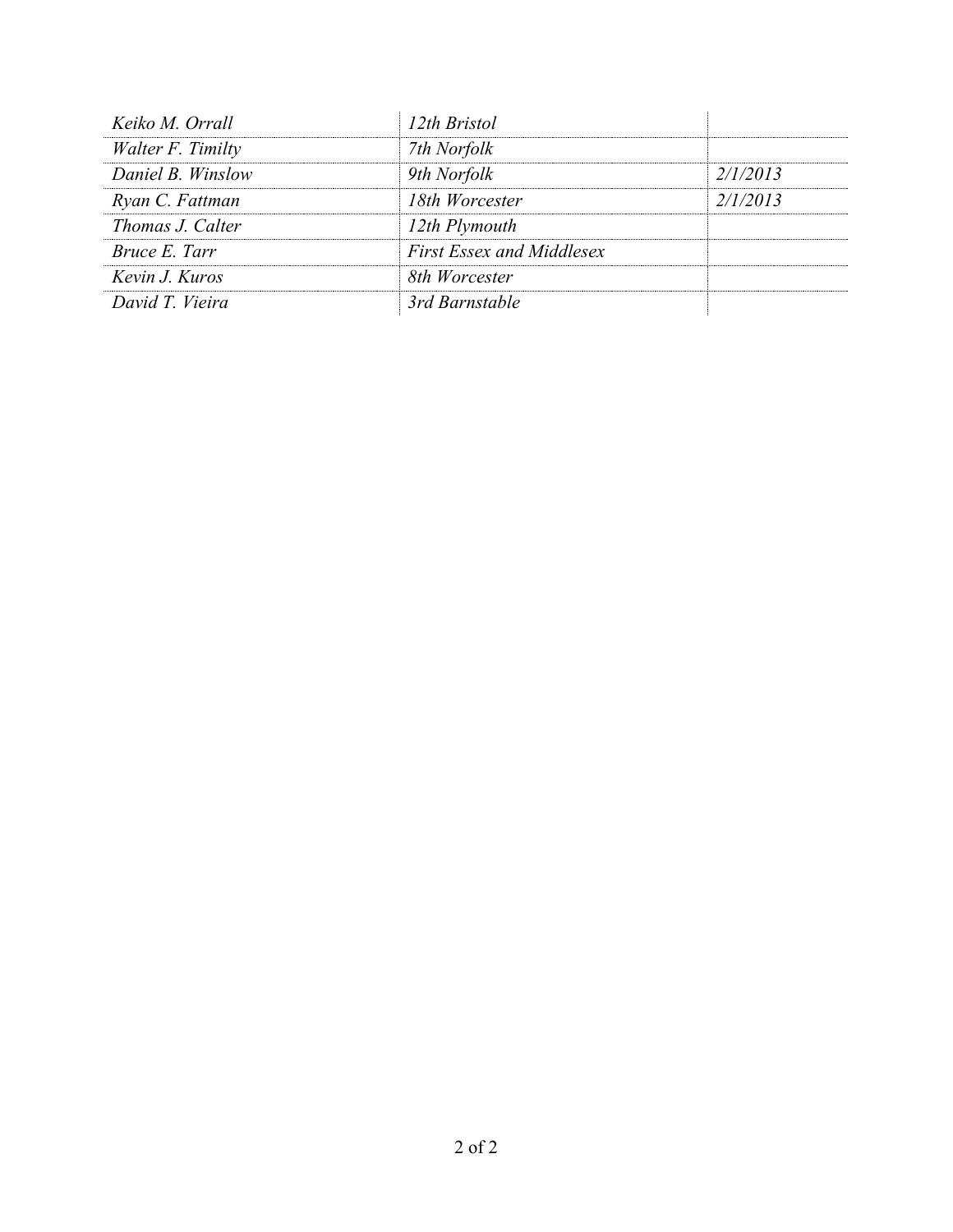| | | |
|---|---|---|
| *Keiko M. Orrall* | *12th Bristol* | |
| *Walter F. Timilty* | *7th Norfolk* | |
| *Daniel B. Winslow* | *9th Norfolk* | *2/1/2013* |
| *Ryan C. Fattman* | *18th Worcester* | *2/1/2013* |
| *Thomas J. Calter* | *12th Plymouth* | |
| *Bruce E. Tarr* | *First Essex and Middlesex* | |
| *Kevin J. Kuros* | *8th Worcester* | |
| *David T. Vieira* | *3rd Barnstable* | |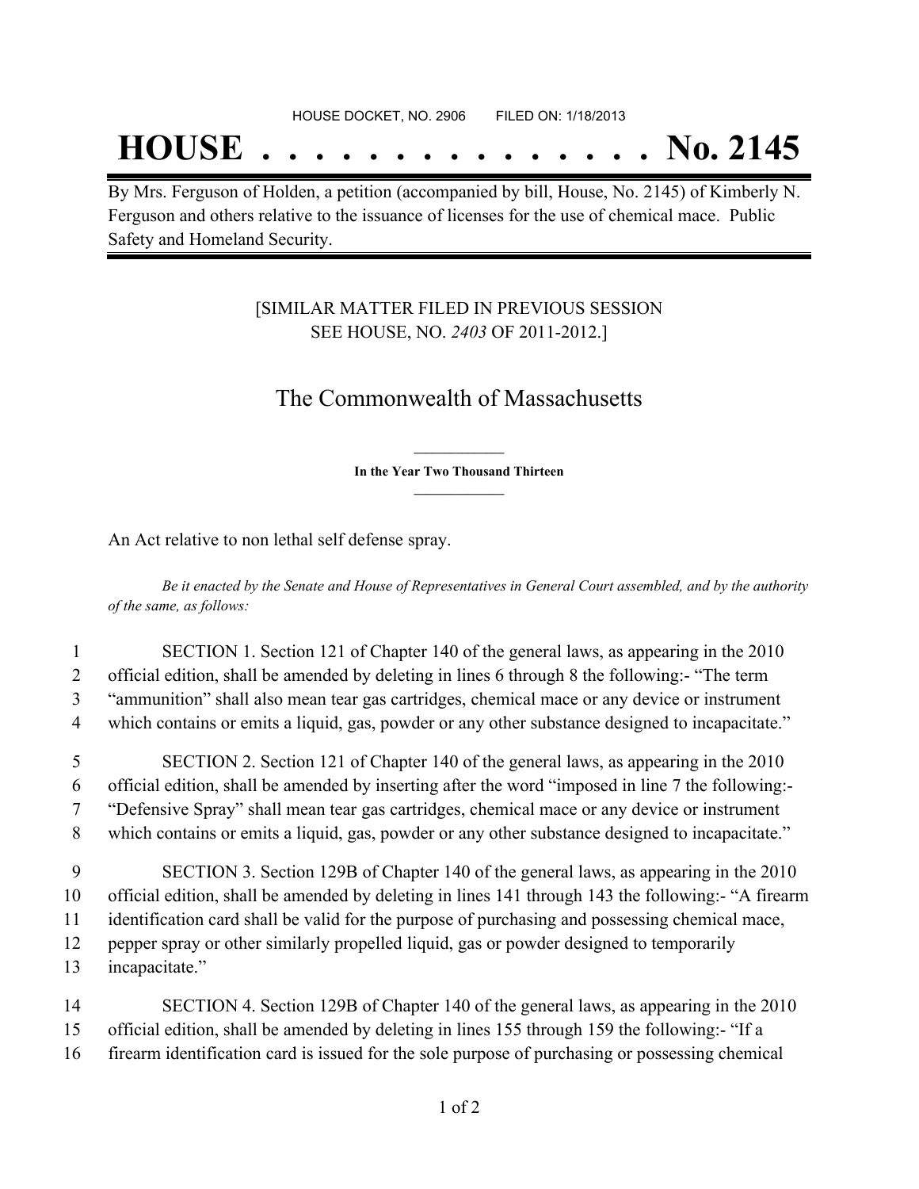HOUSE DOCKET, NO. 2906 FILED ON: 1/18/2013

# HOUSE . . . . . . . . . . . . . . . No. 2145

By Mrs. Ferguson of Holden, a petition (accompanied by bill, House, No. 2145) of Kimberly N. Ferguson and others relative to the issuance of licenses for the use of chemical mace. Public Safety and Homeland Security.

[SIMILAR MATTER FILED IN PREVIOUS SESSION SEE HOUSE, NO. *2403* OF 2011-2012.]

## The Commonwealth of Massachusetts

**In the Year Two Thousand Thirteen**

An Act relative to non lethal self defense spray.

*Be it enacted by the Senate and House of Representatives in General Court assembled, and by the authority of the same, as follows:*

1 SECTION 1. Section 121 of Chapter 140 of the general laws, as appearing in the 2010
2 official edition, shall be amended by deleting in lines 6 through 8 the following:- "The term
3 "ammunition" shall also mean tear gas cartridges, chemical mace or any device or instrument
4 which contains or emits a liquid, gas, powder or any other substance designed to incapacitate."

5 SECTION 2. Section 121 of Chapter 140 of the general laws, as appearing in the 2010
6 official edition, shall be amended by inserting after the word "imposed in line 7 the following:-
7 "Defensive Spray" shall mean tear gas cartridges, chemical mace or any device or instrument
8 which contains or emits a liquid, gas, powder or any other substance designed to incapacitate."

9 SECTION 3. Section 129B of Chapter 140 of the general laws, as appearing in the 2010
10 official edition, shall be amended by deleting in lines 141 through 143 the following:- "A firearm
11 identification card shall be valid for the purpose of purchasing and possessing chemical mace,
12 pepper spray or other similarly propelled liquid, gas or powder designed to temporarily
13 incapacitate."

14 SECTION 4. Section 129B of Chapter 140 of the general laws, as appearing in the 2010
15 official edition, shall be amended by deleting in lines 155 through 159 the following:- "If a
16 firearm identification card is issued for the sole purpose of purchasing or possessing chemical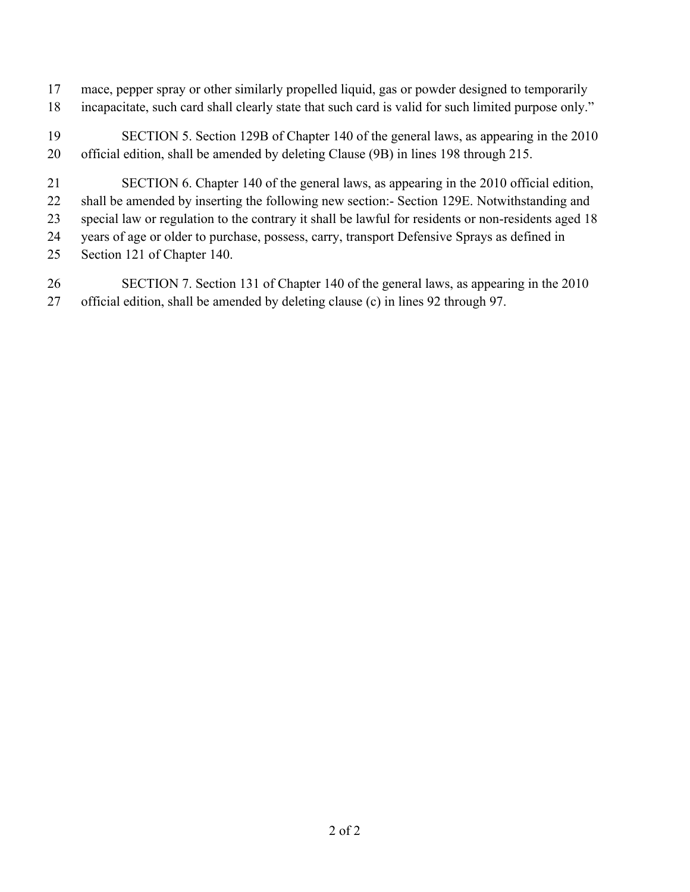mace, pepper spray or other similarly propelled liquid, gas or powder designed to temporarily incapacitate, such card shall clearly state that such card is valid for such limited purpose only."

SECTION 5. Section 129B of Chapter 140 of the general laws, as appearing in the 2010 official edition, shall be amended by deleting Clause (9B) in lines 198 through 215.

SECTION 6. Chapter 140 of the general laws, as appearing in the 2010 official edition, shall be amended by inserting the following new section:- Section 129E. Notwithstanding and special law or regulation to the contrary it shall be lawful for residents or non-residents aged 18 years of age or older to purchase, possess, carry, transport Defensive Sprays as defined in Section 121 of Chapter 140.

SECTION 7. Section 131 of Chapter 140 of the general laws, as appearing in the 2010 official edition, shall be amended by deleting clause (c) in lines 92 through 97.